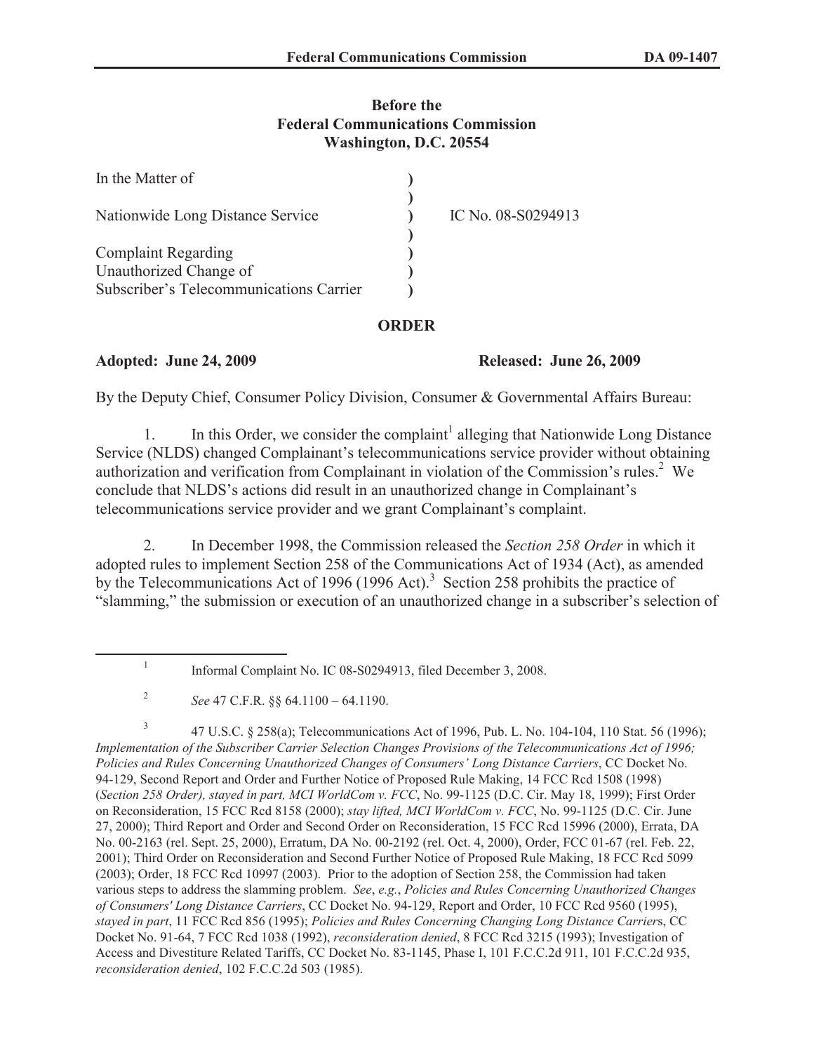**Before the**
**Federal Communications Commission**
**Washington, D.C. 20554**

| | | |
|---|---|---|
| In the Matter of | ) | |
| | ) | |
| Nationwide Long Distance Service | ) | IC No. 08-S0294913 |
| | ) | |
| Complaint Regarding | ) | |
| Unauthorized Change of | ) | |
| Subscriber's Telecommunications Carrier | ) | |

## ORDER

**Adopted: June 24, 2009** **Released: June 26, 2009**

By the Deputy Chief, Consumer Policy Division, Consumer & Governmental Affairs Bureau:

1. In this Order, we consider the complaint[1] alleging that Nationwide Long Distance Service (NLDS) changed Complainant's telecommunications service provider without obtaining authorization and verification from Complainant in violation of the Commission's rules.[2] We conclude that NLDS's actions did result in an unauthorized change in Complainant's telecommunications service provider and we grant Complainant's complaint.

2. In December 1998, the Commission released the *Section 258 Order* in which it adopted rules to implement Section 258 of the Communications Act of 1934 (Act), as amended by the Telecommunications Act of 1996 (1996 Act).[3] Section 258 prohibits the practice of "slamming," the submission or execution of an unauthorized change in a subscriber's selection of

---

[1] Informal Complaint No. IC 08-S0294913, filed December 3, 2008.

[2] *See* 47 C.F.R. §§ 64.1100 – 64.1190.

[3] 47 U.S.C. § 258(a); Telecommunications Act of 1996, Pub. L. No. 104-104, 110 Stat. 56 (1996); *Implementation of the Subscriber Carrier Selection Changes Provisions of the Telecommunications Act of 1996; Policies and Rules Concerning Unauthorized Changes of Consumers' Long Distance Carriers*, CC Docket No. 94-129, Second Report and Order and Further Notice of Proposed Rule Making, 14 FCC Rcd 1508 (1998) (*Section 258 Order*), *stayed in part, MCI WorldCom v. FCC*, No. 99-1125 (D.C. Cir. May 18, 1999); First Order on Reconsideration, 15 FCC Rcd 8158 (2000); *stay lifted, MCI WorldCom v. FCC*, No. 99-1125 (D.C. Cir. June 27, 2000); Third Report and Order and Second Order on Reconsideration, 15 FCC Rcd 15996 (2000), Errata, DA No. 00-2163 (rel. Sept. 25, 2000), Erratum, DA No. 00-2192 (rel. Oct. 4, 2000), Order, FCC 01-67 (rel. Feb. 22, 2001); Third Order on Reconsideration and Second Further Notice of Proposed Rule Making, 18 FCC Rcd 5099 (2003); Order, 18 FCC Rcd 10997 (2003). Prior to the adoption of Section 258, the Commission had taken various steps to address the slamming problem. *See*, *e.g.*, *Policies and Rules Concerning Unauthorized Changes of Consumers' Long Distance Carriers*, CC Docket No. 94-129, Report and Order, 10 FCC Rcd 9560 (1995), *stayed in part*, 11 FCC Rcd 856 (1995); *Policies and Rules Concerning Changing Long Distance Carriers*, CC Docket No. 91-64, 7 FCC Rcd 1038 (1992), *reconsideration denied*, 8 FCC Rcd 3215 (1993); Investigation of Access and Divestiture Related Tariffs, CC Docket No. 83-1145, Phase I, 101 F.C.C.2d 911, 101 F.C.C.2d 935, *reconsideration denied*, 102 F.C.C.2d 503 (1985).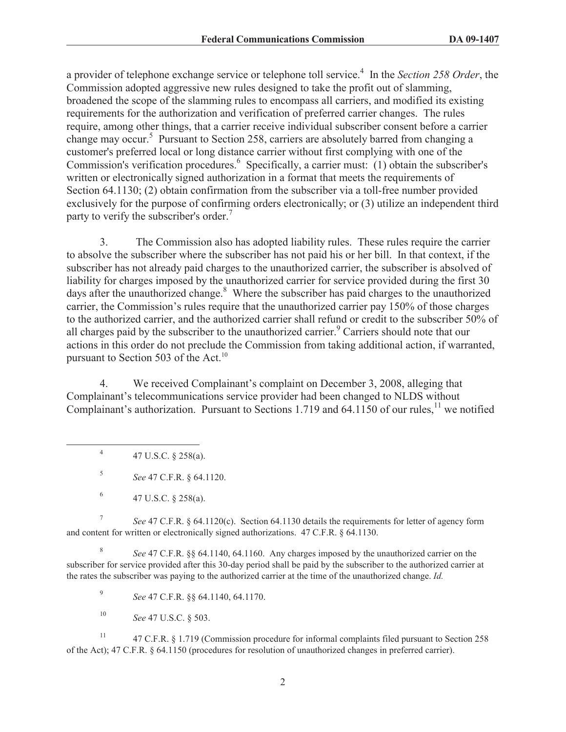a provider of telephone exchange service or telephone toll service.[4] In the *Section 258 Order*, the Commission adopted aggressive new rules designed to take the profit out of slamming, broadened the scope of the slamming rules to encompass all carriers, and modified its existing requirements for the authorization and verification of preferred carrier changes. The rules require, among other things, that a carrier receive individual subscriber consent before a carrier change may occur.[5] Pursuant to Section 258, carriers are absolutely barred from changing a customer's preferred local or long distance carrier without first complying with one of the Commission's verification procedures.[6] Specifically, a carrier must: (1) obtain the subscriber's written or electronically signed authorization in a format that meets the requirements of Section 64.1130; (2) obtain confirmation from the subscriber via a toll-free number provided exclusively for the purpose of confirming orders electronically; or (3) utilize an independent third party to verify the subscriber's order.[7]

3. The Commission also has adopted liability rules. These rules require the carrier to absolve the subscriber where the subscriber has not paid his or her bill. In that context, if the subscriber has not already paid charges to the unauthorized carrier, the subscriber is absolved of liability for charges imposed by the unauthorized carrier for service provided during the first 30 days after the unauthorized change.[8] Where the subscriber has paid charges to the unauthorized carrier, the Commission's rules require that the unauthorized carrier pay 150% of those charges to the authorized carrier, and the authorized carrier shall refund or credit to the subscriber 50% of all charges paid by the subscriber to the unauthorized carrier.[9] Carriers should note that our actions in this order do not preclude the Commission from taking additional action, if warranted, pursuant to Section 503 of the Act.[10]

4. We received Complainant's complaint on December 3, 2008, alleging that Complainant's telecommunications service provider had been changed to NLDS without Complainant's authorization. Pursuant to Sections 1.719 and 64.1150 of our rules,[11] we notified

---

[4] 47 U.S.C. § 258(a).

[5] *See* 47 C.F.R. § 64.1120.

[6] 47 U.S.C. § 258(a).

[7] *See* 47 C.F.R. § 64.1120(c). Section 64.1130 details the requirements for letter of agency form and content for written or electronically signed authorizations. 47 C.F.R. § 64.1130.

[8] *See* 47 C.F.R. §§ 64.1140, 64.1160. Any charges imposed by the unauthorized carrier on the subscriber for service provided after this 30-day period shall be paid by the subscriber to the authorized carrier at the rates the subscriber was paying to the authorized carrier at the time of the unauthorized change. *Id.*

[9] *See* 47 C.F.R. §§ 64.1140, 64.1170.

[10] *See* 47 U.S.C. § 503.

[11] 47 C.F.R. § 1.719 (Commission procedure for informal complaints filed pursuant to Section 258 of the Act); 47 C.F.R. § 64.1150 (procedures for resolution of unauthorized changes in preferred carrier).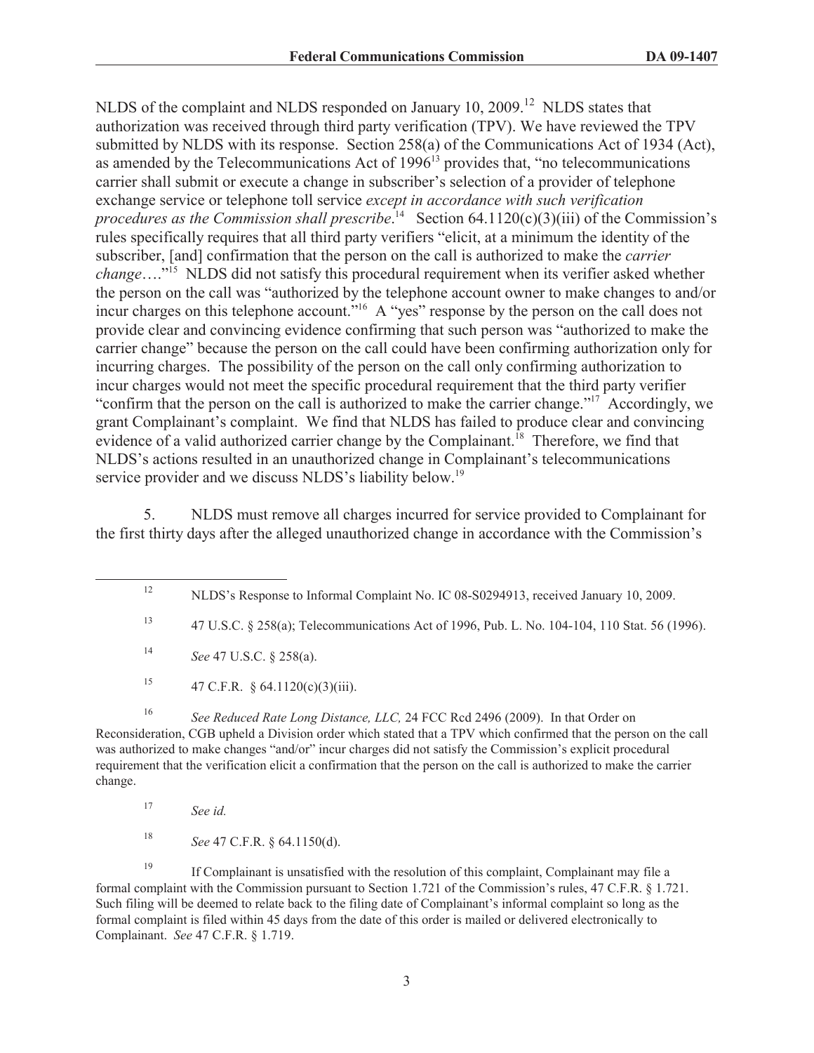NLDS of the complaint and NLDS responded on January 10, 2009.[12] NLDS states that authorization was received through third party verification (TPV). We have reviewed the TPV submitted by NLDS with its response. Section 258(a) of the Communications Act of 1934 (Act), as amended by the Telecommunications Act of 1996[13] provides that, "no telecommunications carrier shall submit or execute a change in subscriber's selection of a provider of telephone exchange service or telephone toll service *except in accordance with such verification procedures as the Commission shall prescribe*.[14] Section 64.1120(c)(3)(iii) of the Commission's rules specifically requires that all third party verifiers "elicit, at a minimum the identity of the subscriber, [and] confirmation that the person on the call is authorized to make the *carrier change*…."[15] NLDS did not satisfy this procedural requirement when its verifier asked whether the person on the call was "authorized by the telephone account owner to make changes to and/or incur charges on this telephone account."[16] A "yes" response by the person on the call does not provide clear and convincing evidence confirming that such person was "authorized to make the carrier change" because the person on the call could have been confirming authorization only for incurring charges. The possibility of the person on the call only confirming authorization to incur charges would not meet the specific procedural requirement that the third party verifier "confirm that the person on the call is authorized to make the carrier change."[17] Accordingly, we grant Complainant's complaint. We find that NLDS has failed to produce clear and convincing evidence of a valid authorized carrier change by the Complainant.[18] Therefore, we find that NLDS's actions resulted in an unauthorized change in Complainant's telecommunications service provider and we discuss NLDS's liability below.[19]

5. NLDS must remove all charges incurred for service provided to Complainant for the first thirty days after the alleged unauthorized change in accordance with the Commission's

---

[12] NLDS's Response to Informal Complaint No. IC 08-S0294913, received January 10, 2009.

[13] 47 U.S.C. § 258(a); Telecommunications Act of 1996, Pub. L. No. 104-104, 110 Stat. 56 (1996).

[14] *See* 47 U.S.C. § 258(a).

[15] 47 C.F.R. § 64.1120(c)(3)(iii).

[16] *See Reduced Rate Long Distance, LLC,* 24 FCC Rcd 2496 (2009). In that Order on Reconsideration, CGB upheld a Division order which stated that a TPV which confirmed that the person on the call was authorized to make changes "and/or" incur charges did not satisfy the Commission's explicit procedural requirement that the verification elicit a confirmation that the person on the call is authorized to make the carrier change.

[17] *See id.*

[18] *See* 47 C.F.R. § 64.1150(d).

[19] If Complainant is unsatisfied with the resolution of this complaint, Complainant may file a formal complaint with the Commission pursuant to Section 1.721 of the Commission's rules, 47 C.F.R. § 1.721. Such filing will be deemed to relate back to the filing date of Complainant's informal complaint so long as the formal complaint is filed within 45 days from the date of this order is mailed or delivered electronically to Complainant. *See* 47 C.F.R. § 1.719.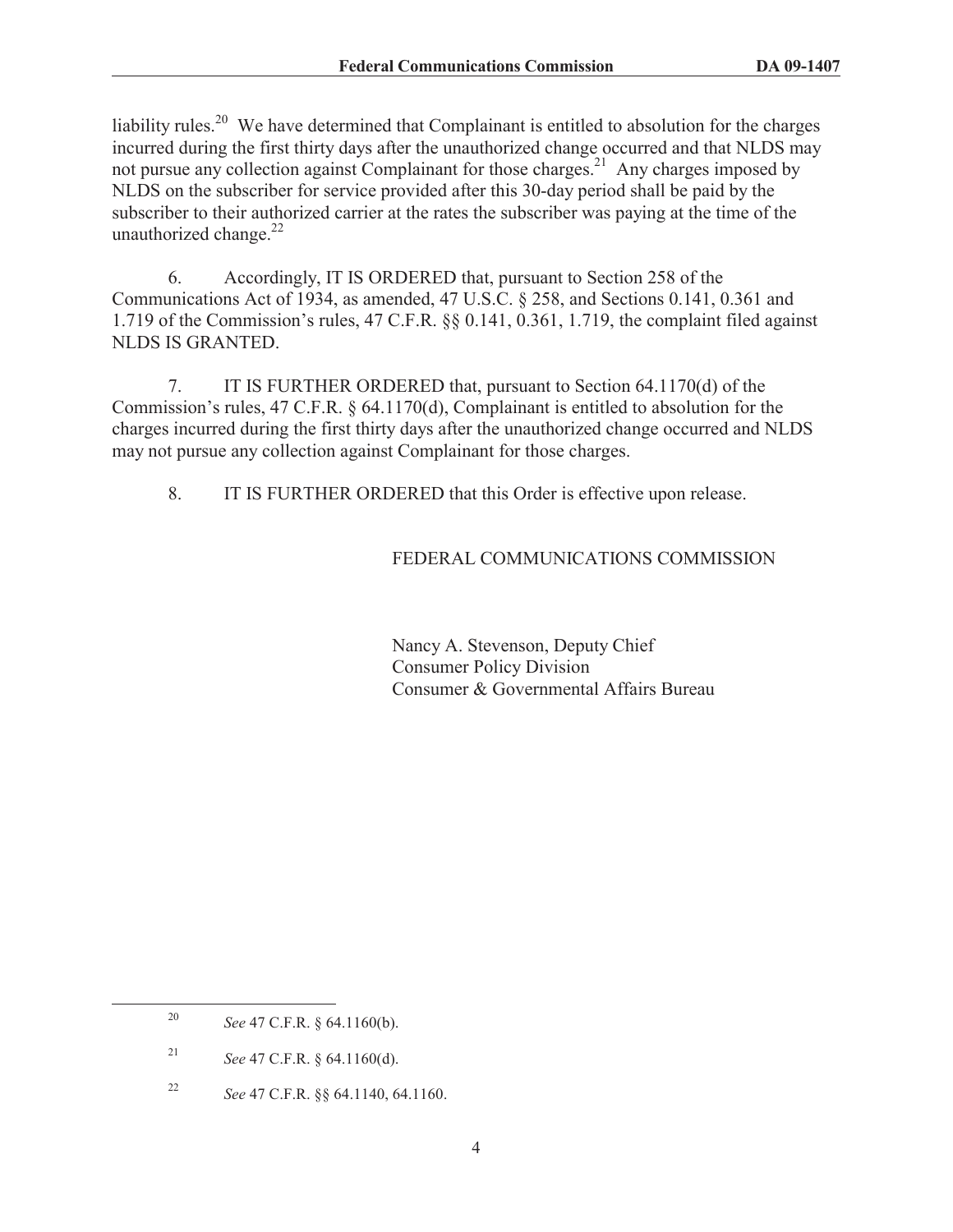liability rules.[20] We have determined that Complainant is entitled to absolution for the charges incurred during the first thirty days after the unauthorized change occurred and that NLDS may not pursue any collection against Complainant for those charges.[21] Any charges imposed by NLDS on the subscriber for service provided after this 30-day period shall be paid by the subscriber to their authorized carrier at the rates the subscriber was paying at the time of the unauthorized change.[22]

6. Accordingly, IT IS ORDERED that, pursuant to Section 258 of the Communications Act of 1934, as amended, 47 U.S.C. § 258, and Sections 0.141, 0.361 and 1.719 of the Commission's rules, 47 C.F.R. §§ 0.141, 0.361, 1.719, the complaint filed against NLDS IS GRANTED.

7. IT IS FURTHER ORDERED that, pursuant to Section 64.1170(d) of the Commission's rules, 47 C.F.R. § 64.1170(d), Complainant is entitled to absolution for the charges incurred during the first thirty days after the unauthorized change occurred and NLDS may not pursue any collection against Complainant for those charges.

8. IT IS FURTHER ORDERED that this Order is effective upon release.

FEDERAL COMMUNICATIONS COMMISSION

Nancy A. Stevenson, Deputy Chief
Consumer Policy Division
Consumer & Governmental Affairs Bureau

---

[20] *See* 47 C.F.R. § 64.1160(b).

[21] *See* 47 C.F.R. § 64.1160(d).

[22] *See* 47 C.F.R. §§ 64.1140, 64.1160.